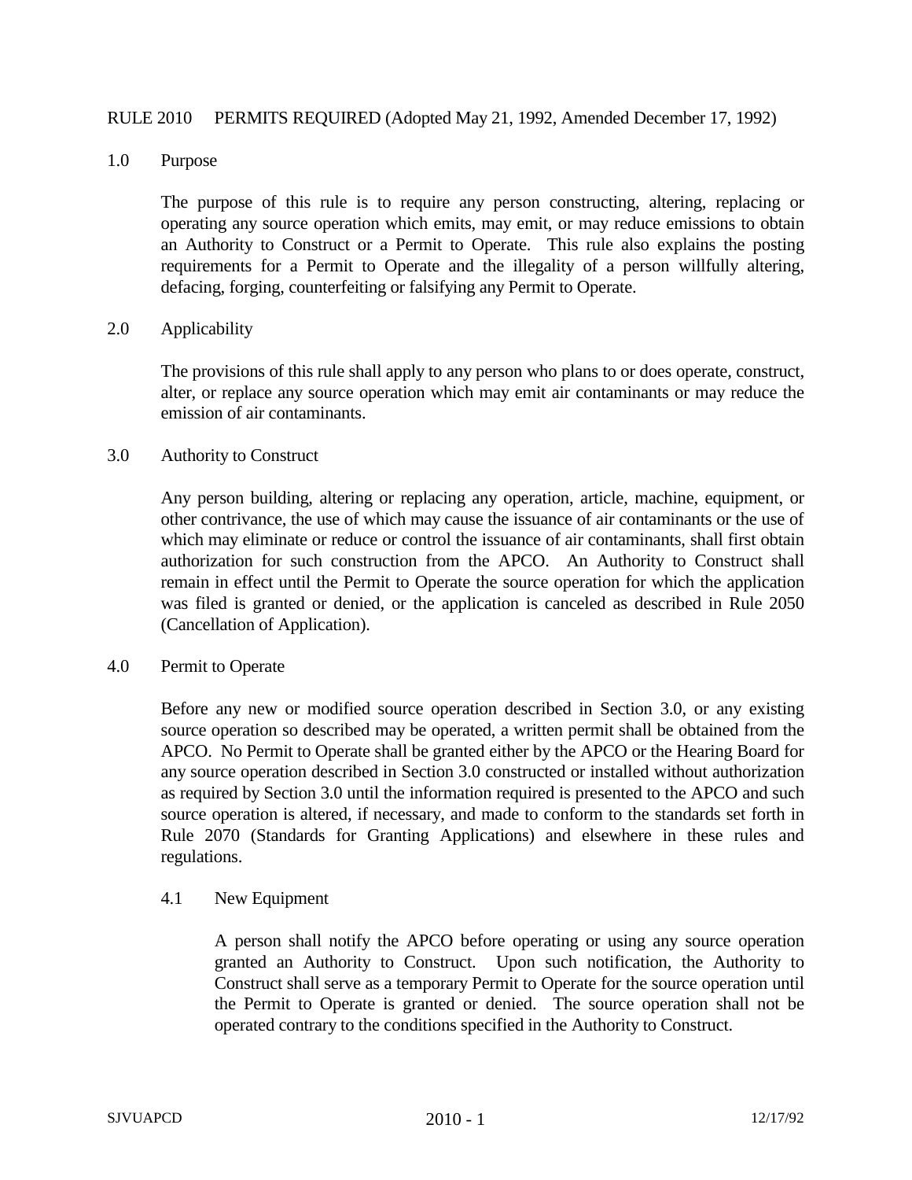# RULE 2010 PERMITS REQUIRED (Adopted May 21, 1992, Amended December 17, 1992)

## 1.0 Purpose

The purpose of this rule is to require any person constructing, altering, replacing or operating any source operation which emits, may emit, or may reduce emissions to obtain an Authority to Construct or a Permit to Operate. This rule also explains the posting requirements for a Permit to Operate and the illegality of a person willfully altering, defacing, forging, counterfeiting or falsifying any Permit to Operate.

## 2.0 Applicability

The provisions of this rule shall apply to any person who plans to or does operate, construct, alter, or replace any source operation which may emit air contaminants or may reduce the emission of air contaminants.

## 3.0 Authority to Construct

Any person building, altering or replacing any operation, article, machine, equipment, or other contrivance, the use of which may cause the issuance of air contaminants or the use of which may eliminate or reduce or control the issuance of air contaminants, shall first obtain authorization for such construction from the APCO. An Authority to Construct shall remain in effect until the Permit to Operate the source operation for which the application was filed is granted or denied, or the application is canceled as described in Rule 2050 (Cancellation of Application).

## 4.0 Permit to Operate

Before any new or modified source operation described in Section 3.0, or any existing source operation so described may be operated, a written permit shall be obtained from the APCO. No Permit to Operate shall be granted either by the APCO or the Hearing Board for any source operation described in Section 3.0 constructed or installed without authorization as required by Section 3.0 until the information required is presented to the APCO and such source operation is altered, if necessary, and made to conform to the standards set forth in Rule 2070 (Standards for Granting Applications) and elsewhere in these rules and regulations.

### 4.1 New Equipment

A person shall notify the APCO before operating or using any source operation granted an Authority to Construct. Upon such notification, the Authority to Construct shall serve as a temporary Permit to Operate for the source operation until the Permit to Operate is granted or denied. The source operation shall not be operated contrary to the conditions specified in the Authority to Construct.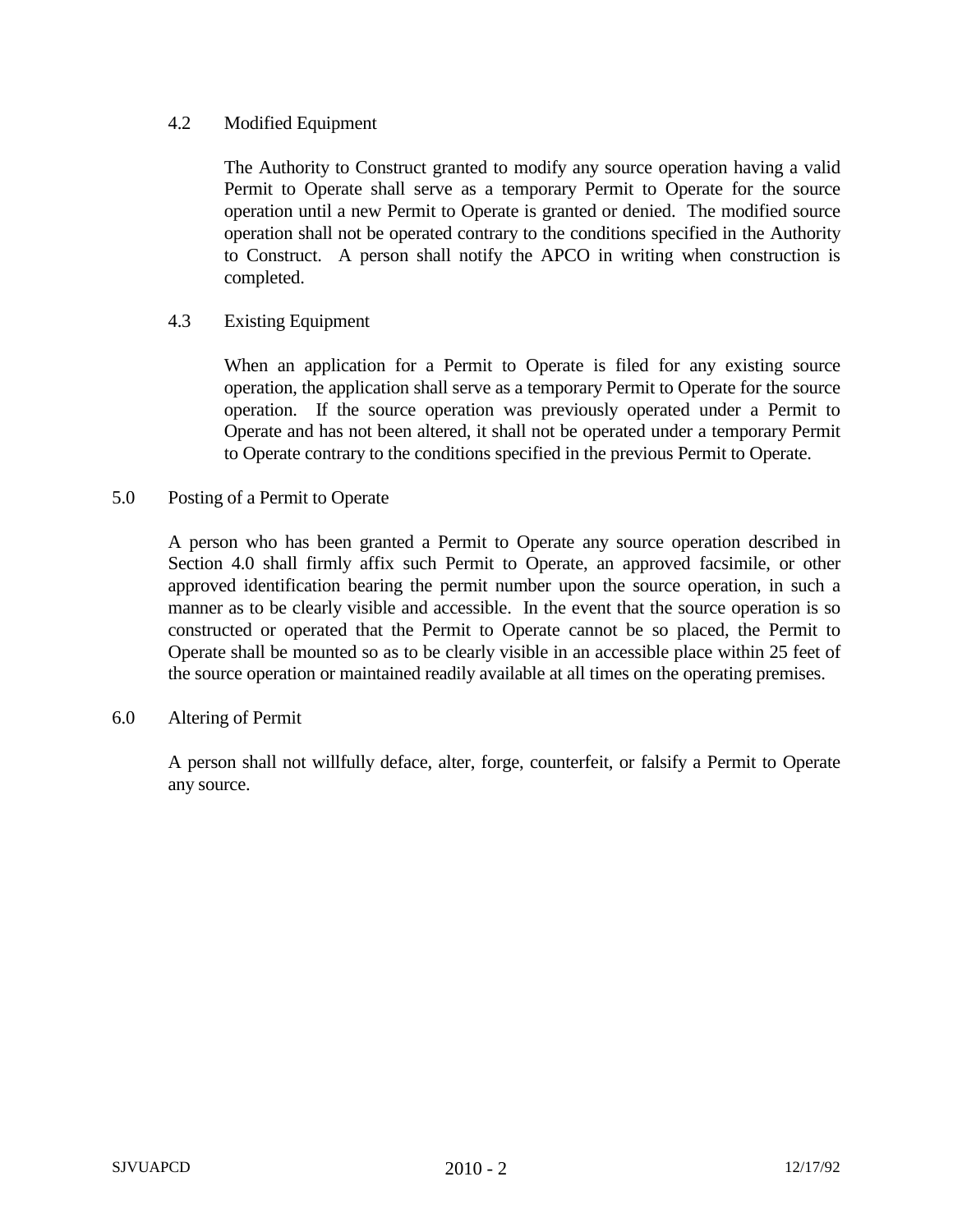### 4.2 Modified Equipment

The Authority to Construct granted to modify any source operation having a valid Permit to Operate shall serve as a temporary Permit to Operate for the source operation until a new Permit to Operate is granted or denied. The modified source operation shall not be operated contrary to the conditions specified in the Authority to Construct. A person shall notify the APCO in writing when construction is completed.

### 4.3 Existing Equipment

When an application for a Permit to Operate is filed for any existing source operation, the application shall serve as a temporary Permit to Operate for the source operation. If the source operation was previously operated under a Permit to Operate and has not been altered, it shall not be operated under a temporary Permit to Operate contrary to the conditions specified in the previous Permit to Operate.

## 5.0 Posting of a Permit to Operate

A person who has been granted a Permit to Operate any source operation described in Section 4.0 shall firmly affix such Permit to Operate, an approved facsimile, or other approved identification bearing the permit number upon the source operation, in such a manner as to be clearly visible and accessible. In the event that the source operation is so constructed or operated that the Permit to Operate cannot be so placed, the Permit to Operate shall be mounted so as to be clearly visible in an accessible place within 25 feet of the source operation or maintained readily available at all times on the operating premises.

## 6.0 Altering of Permit

A person shall not willfully deface, alter, forge, counterfeit, or falsify a Permit to Operate any source.